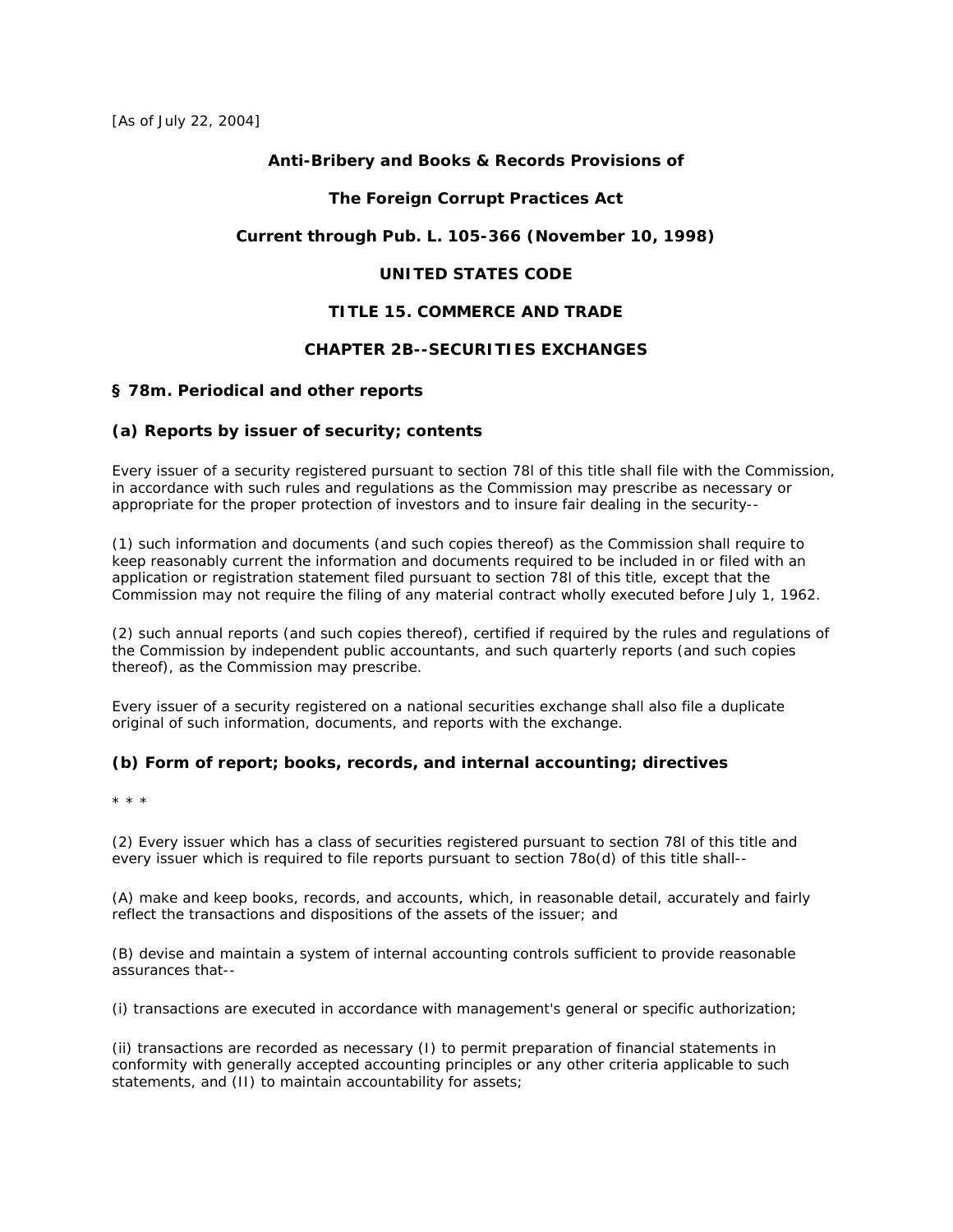[As of July 22, 2004]

**Anti-Bribery and Books & Records Provisions of**

**The Foreign Corrupt Practices Act**

**Current through Pub. L. 105-366 (November 10, 1998)**

**UNITED STATES CODE**

**TITLE 15. COMMERCE AND TRADE**

**CHAPTER 2B--SECURITIES EXCHANGES**

## § 78m. Periodical and other reports

### (a) Reports by issuer of security; contents

Every issuer of a security registered pursuant to section 78l of this title shall file with the Commission, in accordance with such rules and regulations as the Commission may prescribe as necessary or appropriate for the proper protection of investors and to insure fair dealing in the security--

(1) such information and documents (and such copies thereof) as the Commission shall require to keep reasonably current the information and documents required to be included in or filed with an application or registration statement filed pursuant to section 78l of this title, except that the Commission may not require the filing of any material contract wholly executed before July 1, 1962.

(2) such annual reports (and such copies thereof), certified if required by the rules and regulations of the Commission by independent public accountants, and such quarterly reports (and such copies thereof), as the Commission may prescribe.

Every issuer of a security registered on a national securities exchange shall also file a duplicate original of such information, documents, and reports with the exchange.

### (b) Form of report; books, records, and internal accounting; directives

* * *

(2) Every issuer which has a class of securities registered pursuant to section 78l of this title and every issuer which is required to file reports pursuant to section 78o(d) of this title shall--

(A) make and keep books, records, and accounts, which, in reasonable detail, accurately and fairly reflect the transactions and dispositions of the assets of the issuer; and

(B) devise and maintain a system of internal accounting controls sufficient to provide reasonable assurances that--

(i) transactions are executed in accordance with management's general or specific authorization;

(ii) transactions are recorded as necessary (I) to permit preparation of financial statements in conformity with generally accepted accounting principles or any other criteria applicable to such statements, and (II) to maintain accountability for assets;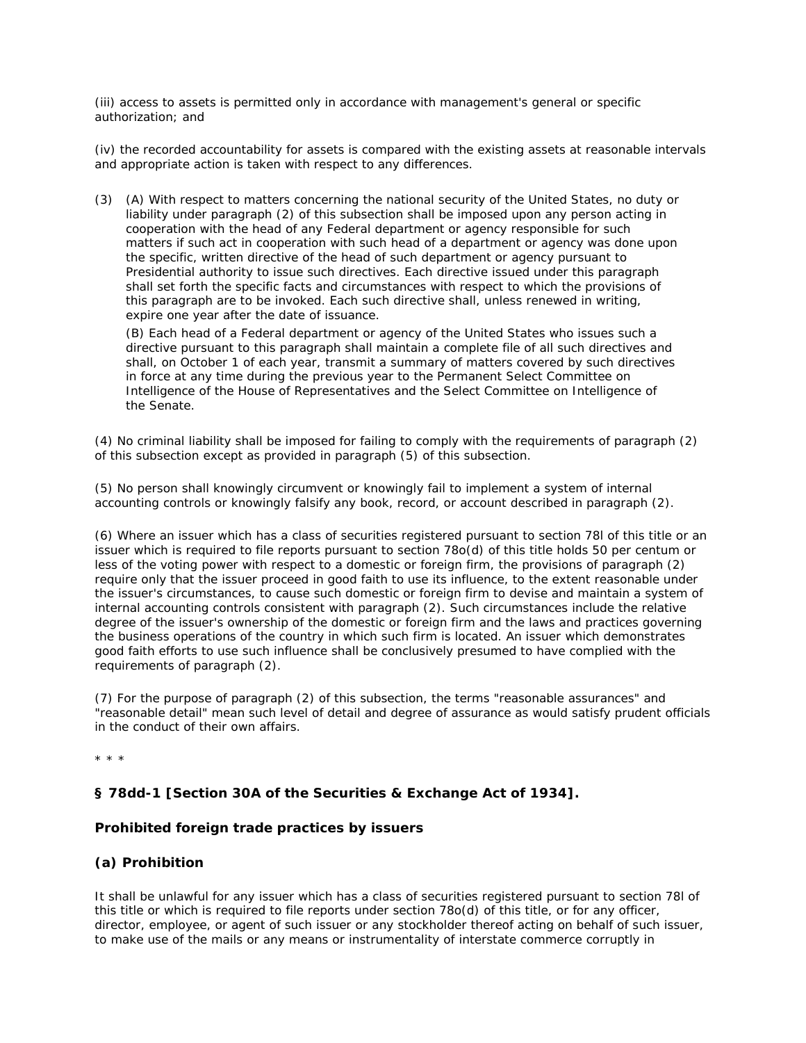(iii) access to assets is permitted only in accordance with management's general or specific authorization; and

(iv) the recorded accountability for assets is compared with the existing assets at reasonable intervals and appropriate action is taken with respect to any differences.

(3) (A) With respect to matters concerning the national security of the United States, no duty or liability under paragraph (2) of this subsection shall be imposed upon any person acting in cooperation with the head of any Federal department or agency responsible for such matters if such act in cooperation with such head of a department or agency was done upon the specific, written directive of the head of such department or agency pursuant to Presidential authority to issue such directives. Each directive issued under this paragraph shall set forth the specific facts and circumstances with respect to which the provisions of this paragraph are to be invoked. Each such directive shall, unless renewed in writing, expire one year after the date of issuance.

(B) Each head of a Federal department or agency of the United States who issues such a directive pursuant to this paragraph shall maintain a complete file of all such directives and shall, on October 1 of each year, transmit a summary of matters covered by such directives in force at any time during the previous year to the Permanent Select Committee on Intelligence of the House of Representatives and the Select Committee on Intelligence of the Senate.

(4) No criminal liability shall be imposed for failing to comply with the requirements of paragraph (2) of this subsection except as provided in paragraph (5) of this subsection.

(5) No person shall knowingly circumvent or knowingly fail to implement a system of internal accounting controls or knowingly falsify any book, record, or account described in paragraph (2).

(6) Where an issuer which has a class of securities registered pursuant to section 78l of this title or an issuer which is required to file reports pursuant to section 78o(d) of this title holds 50 per centum or less of the voting power with respect to a domestic or foreign firm, the provisions of paragraph (2) require only that the issuer proceed in good faith to use its influence, to the extent reasonable under the issuer's circumstances, to cause such domestic or foreign firm to devise and maintain a system of internal accounting controls consistent with paragraph (2). Such circumstances include the relative degree of the issuer's ownership of the domestic or foreign firm and the laws and practices governing the business operations of the country in which such firm is located. An issuer which demonstrates good faith efforts to use such influence shall be conclusively presumed to have complied with the requirements of paragraph (2).

(7) For the purpose of paragraph (2) of this subsection, the terms "reasonable assurances" and "reasonable detail" mean such level of detail and degree of assurance as would satisfy prudent officials in the conduct of their own affairs.

* * *

### § 78dd-1 [Section 30A of the Securities & Exchange Act of 1934].

### Prohibited foreign trade practices by issuers

### (a) Prohibition

It shall be unlawful for any issuer which has a class of securities registered pursuant to section 78l of this title or which is required to file reports under section 78o(d) of this title, or for any officer, director, employee, or agent of such issuer or any stockholder thereof acting on behalf of such issuer, to make use of the mails or any means or instrumentality of interstate commerce corruptly in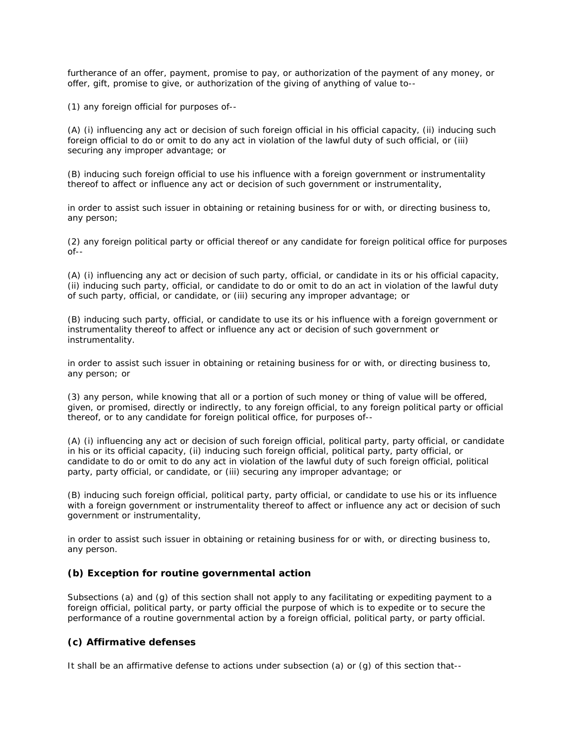furtherance of an offer, payment, promise to pay, or authorization of the payment of any money, or offer, gift, promise to give, or authorization of the giving of anything of value to--

(1) any foreign official for purposes of--

(A) (i) influencing any act or decision of such foreign official in his official capacity, (ii) inducing such foreign official to do or omit to do any act in violation of the lawful duty of such official, or (iii) securing any improper advantage; or

(B) inducing such foreign official to use his influence with a foreign government or instrumentality thereof to affect or influence any act or decision of such government or instrumentality,

in order to assist such issuer in obtaining or retaining business for or with, or directing business to, any person;

(2) any foreign political party or official thereof or any candidate for foreign political office for purposes of--

(A) (i) influencing any act or decision of such party, official, or candidate in its or his official capacity, (ii) inducing such party, official, or candidate to do or omit to do an act in violation of the lawful duty of such party, official, or candidate, or (iii) securing any improper advantage; or

(B) inducing such party, official, or candidate to use its or his influence with a foreign government or instrumentality thereof to affect or influence any act or decision of such government or instrumentality.

in order to assist such issuer in obtaining or retaining business for or with, or directing business to, any person; or

(3) any person, while knowing that all or a portion of such money or thing of value will be offered, given, or promised, directly or indirectly, to any foreign official, to any foreign political party or official thereof, or to any candidate for foreign political office, for purposes of--

(A) (i) influencing any act or decision of such foreign official, political party, party official, or candidate in his or its official capacity, (ii) inducing such foreign official, political party, party official, or candidate to do or omit to do any act in violation of the lawful duty of such foreign official, political party, party official, or candidate, or (iii) securing any improper advantage; or

(B) inducing such foreign official, political party, party official, or candidate to use his or its influence with a foreign government or instrumentality thereof to affect or influence any act or decision of such government or instrumentality,

in order to assist such issuer in obtaining or retaining business for or with, or directing business to, any person.

### (b) Exception for routine governmental action

Subsections (a) and (g) of this section shall not apply to any facilitating or expediting payment to a foreign official, political party, or party official the purpose of which is to expedite or to secure the performance of a routine governmental action by a foreign official, political party, or party official.

### (c) Affirmative defenses

It shall be an affirmative defense to actions under subsection (a) or (g) of this section that--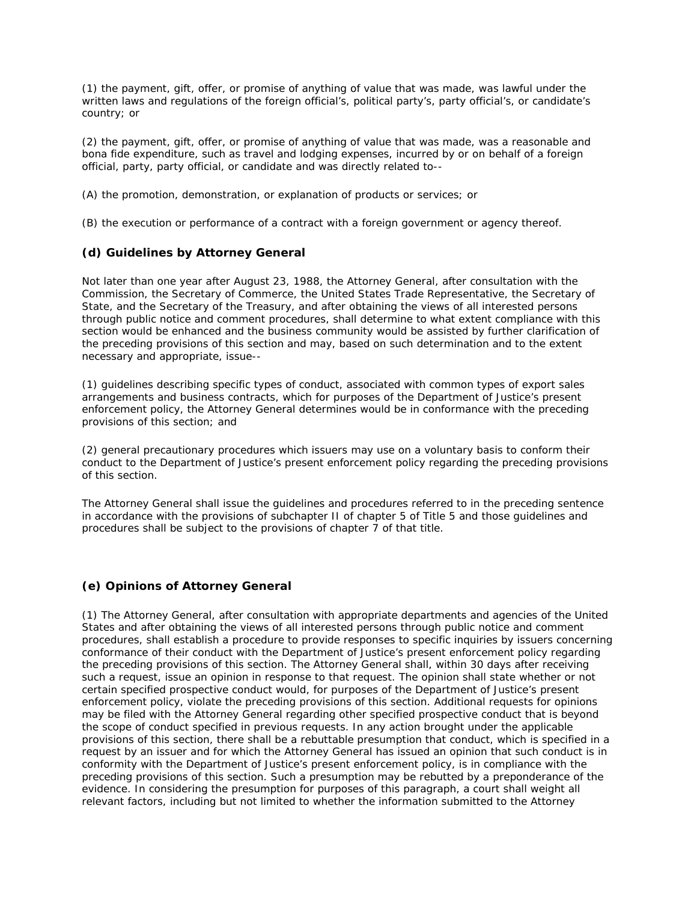(1) the payment, gift, offer, or promise of anything of value that was made, was lawful under the written laws and regulations of the foreign official's, political party's, party official's, or candidate's country; or

(2) the payment, gift, offer, or promise of anything of value that was made, was a reasonable and bona fide expenditure, such as travel and lodging expenses, incurred by or on behalf of a foreign official, party, party official, or candidate and was directly related to--

(A) the promotion, demonstration, or explanation of products or services; or

(B) the execution or performance of a contract with a foreign government or agency thereof.

### (d) Guidelines by Attorney General

Not later than one year after August 23, 1988, the Attorney General, after consultation with the Commission, the Secretary of Commerce, the United States Trade Representative, the Secretary of State, and the Secretary of the Treasury, and after obtaining the views of all interested persons through public notice and comment procedures, shall determine to what extent compliance with this section would be enhanced and the business community would be assisted by further clarification of the preceding provisions of this section and may, based on such determination and to the extent necessary and appropriate, issue--

(1) guidelines describing specific types of conduct, associated with common types of export sales arrangements and business contracts, which for purposes of the Department of Justice's present enforcement policy, the Attorney General determines would be in conformance with the preceding provisions of this section; and

(2) general precautionary procedures which issuers may use on a voluntary basis to conform their conduct to the Department of Justice's present enforcement policy regarding the preceding provisions of this section.

The Attorney General shall issue the guidelines and procedures referred to in the preceding sentence in accordance with the provisions of subchapter II of chapter 5 of Title 5 and those guidelines and procedures shall be subject to the provisions of chapter 7 of that title.

### (e) Opinions of Attorney General

(1) The Attorney General, after consultation with appropriate departments and agencies of the United States and after obtaining the views of all interested persons through public notice and comment procedures, shall establish a procedure to provide responses to specific inquiries by issuers concerning conformance of their conduct with the Department of Justice's present enforcement policy regarding the preceding provisions of this section. The Attorney General shall, within 30 days after receiving such a request, issue an opinion in response to that request. The opinion shall state whether or not certain specified prospective conduct would, for purposes of the Department of Justice's present enforcement policy, violate the preceding provisions of this section. Additional requests for opinions may be filed with the Attorney General regarding other specified prospective conduct that is beyond the scope of conduct specified in previous requests. In any action brought under the applicable provisions of this section, there shall be a rebuttable presumption that conduct, which is specified in a request by an issuer and for which the Attorney General has issued an opinion that such conduct is in conformity with the Department of Justice's present enforcement policy, is in compliance with the preceding provisions of this section. Such a presumption may be rebutted by a preponderance of the evidence. In considering the presumption for purposes of this paragraph, a court shall weight all relevant factors, including but not limited to whether the information submitted to the Attorney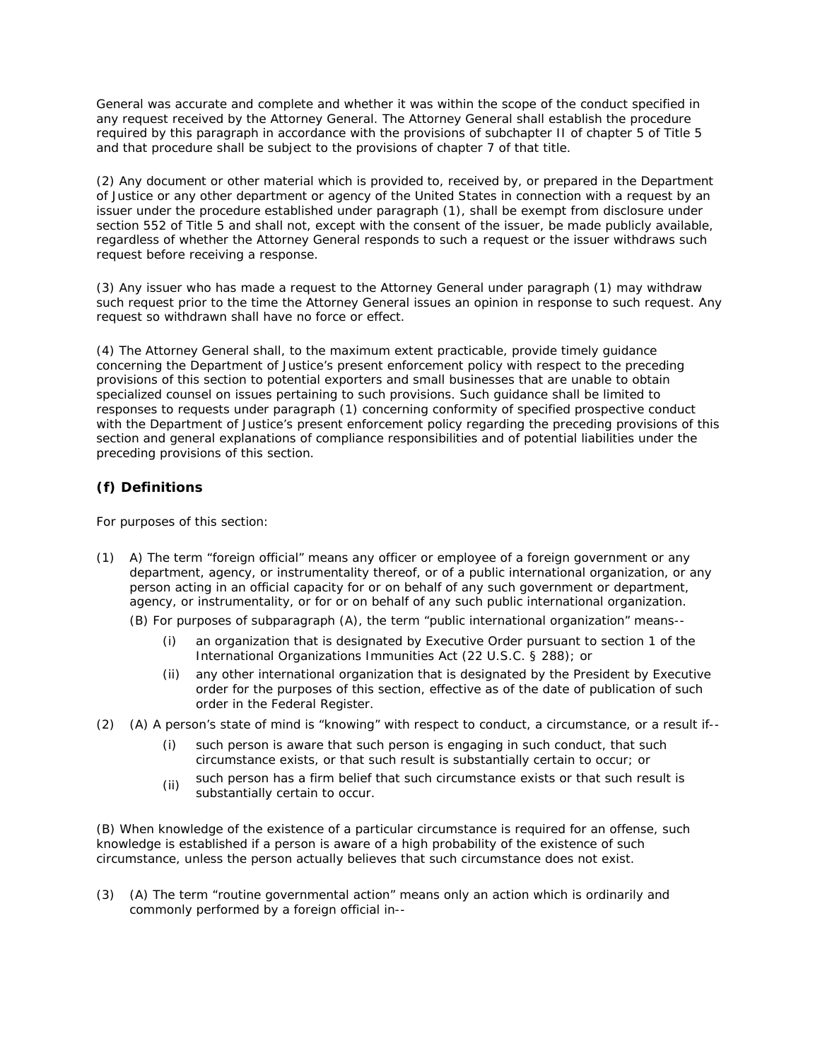General was accurate and complete and whether it was within the scope of the conduct specified in any request received by the Attorney General. The Attorney General shall establish the procedure required by this paragraph in accordance with the provisions of subchapter II of chapter 5 of Title 5 and that procedure shall be subject to the provisions of chapter 7 of that title.

(2) Any document or other material which is provided to, received by, or prepared in the Department of Justice or any other department or agency of the United States in connection with a request by an issuer under the procedure established under paragraph (1), shall be exempt from disclosure under section 552 of Title 5 and shall not, except with the consent of the issuer, be made publicly available, regardless of whether the Attorney General responds to such a request or the issuer withdraws such request before receiving a response.

(3) Any issuer who has made a request to the Attorney General under paragraph (1) may withdraw such request prior to the time the Attorney General issues an opinion in response to such request. Any request so withdrawn shall have no force or effect.

(4) The Attorney General shall, to the maximum extent practicable, provide timely guidance concerning the Department of Justice's present enforcement policy with respect to the preceding provisions of this section to potential exporters and small businesses that are unable to obtain specialized counsel on issues pertaining to such provisions. Such guidance shall be limited to responses to requests under paragraph (1) concerning conformity of specified prospective conduct with the Department of Justice's present enforcement policy regarding the preceding provisions of this section and general explanations of compliance responsibilities and of potential liabilities under the preceding provisions of this section.

### (f) Definitions

For purposes of this section:

(1) A) The term "foreign official" means any officer or employee of a foreign government or any department, agency, or instrumentality thereof, or of a public international organization, or any person acting in an official capacity for or on behalf of any such government or department, agency, or instrumentality, or for or on behalf of any such public international organization.

(B) For purposes of subparagraph (A), the term "public international organization" means--

(i) an organization that is designated by Executive Order pursuant to section 1 of the International Organizations Immunities Act (22 U.S.C. § 288); or

(ii) any other international organization that is designated by the President by Executive order for the purposes of this section, effective as of the date of publication of such order in the Federal Register.

(2) (A) A person's state of mind is "knowing" with respect to conduct, a circumstance, or a result if--

(i) such person is aware that such person is engaging in such conduct, that such circumstance exists, or that such result is substantially certain to occur; or

(ii) such person has a firm belief that such circumstance exists or that such result is substantially certain to occur.

(B) When knowledge of the existence of a particular circumstance is required for an offense, such knowledge is established if a person is aware of a high probability of the existence of such circumstance, unless the person actually believes that such circumstance does not exist.

(3) (A) The term "routine governmental action" means only an action which is ordinarily and commonly performed by a foreign official in--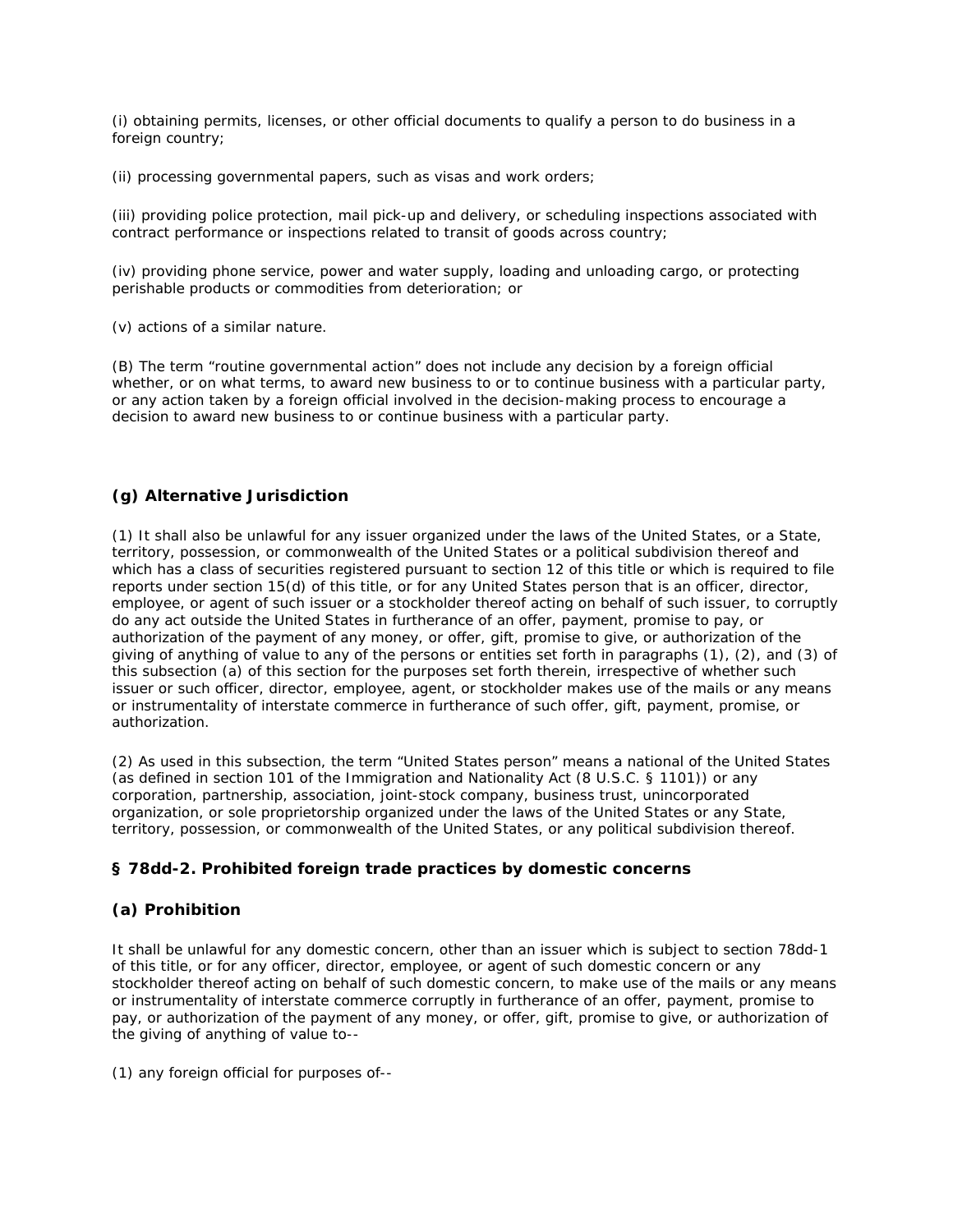(i) obtaining permits, licenses, or other official documents to qualify a person to do business in a foreign country;

(ii) processing governmental papers, such as visas and work orders;

(iii) providing police protection, mail pick-up and delivery, or scheduling inspections associated with contract performance or inspections related to transit of goods across country;

(iv) providing phone service, power and water supply, loading and unloading cargo, or protecting perishable products or commodities from deterioration; or

(v) actions of a similar nature.

(B) The term "routine governmental action" does not include any decision by a foreign official whether, or on what terms, to award new business to or to continue business with a particular party, or any action taken by a foreign official involved in the decision-making process to encourage a decision to award new business to or continue business with a particular party.

### (g) Alternative Jurisdiction

(1) It shall also be unlawful for any issuer organized under the laws of the United States, or a State, territory, possession, or commonwealth of the United States or a political subdivision thereof and which has a class of securities registered pursuant to section 12 of this title or which is required to file reports under section 15(d) of this title, or for any United States person that is an officer, director, employee, or agent of such issuer or a stockholder thereof acting on behalf of such issuer, to corruptly do any act outside the United States in furtherance of an offer, payment, promise to pay, or authorization of the payment of any money, or offer, gift, promise to give, or authorization of the giving of anything of value to any of the persons or entities set forth in paragraphs (1), (2), and (3) of this subsection (a) of this section for the purposes set forth therein, irrespective of whether such issuer or such officer, director, employee, agent, or stockholder makes use of the mails or any means or instrumentality of interstate commerce in furtherance of such offer, gift, payment, promise, or authorization.

(2) As used in this subsection, the term "United States person" means a national of the United States (as defined in section 101 of the Immigration and Nationality Act (8 U.S.C. § 1101)) or any corporation, partnership, association, joint-stock company, business trust, unincorporated organization, or sole proprietorship organized under the laws of the United States or any State, territory, possession, or commonwealth of the United States, or any political subdivision thereof.

## § 78dd-2. Prohibited foreign trade practices by domestic concerns

### (a) Prohibition

It shall be unlawful for any domestic concern, other than an issuer which is subject to section 78dd-1 of this title, or for any officer, director, employee, or agent of such domestic concern or any stockholder thereof acting on behalf of such domestic concern, to make use of the mails or any means or instrumentality of interstate commerce corruptly in furtherance of an offer, payment, promise to pay, or authorization of the payment of any money, or offer, gift, promise to give, or authorization of the giving of anything of value to--

(1) any foreign official for purposes of--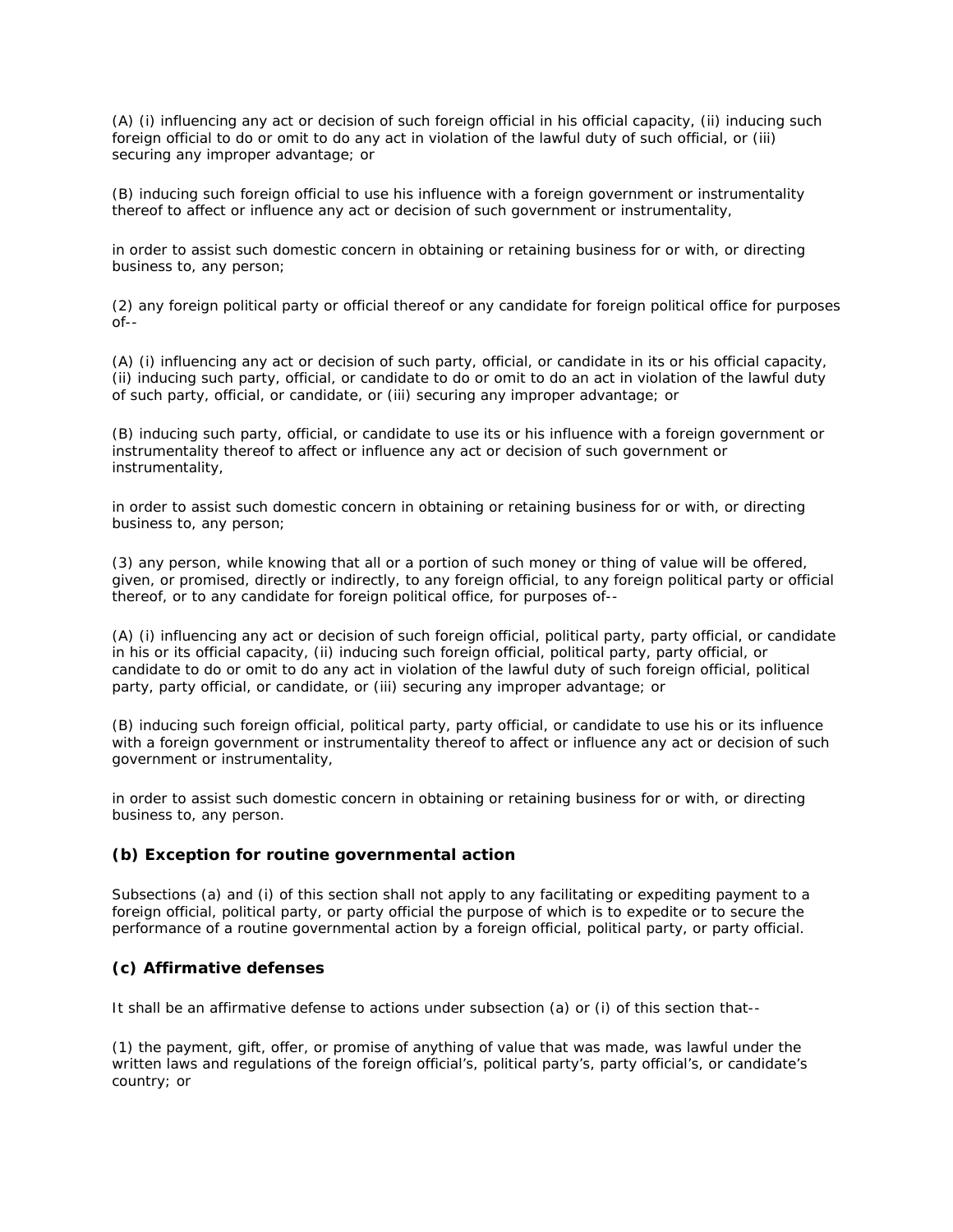(A) (i) influencing any act or decision of such foreign official in his official capacity, (ii) inducing such foreign official to do or omit to do any act in violation of the lawful duty of such official, or (iii) securing any improper advantage; or

(B) inducing such foreign official to use his influence with a foreign government or instrumentality thereof to affect or influence any act or decision of such government or instrumentality,

in order to assist such domestic concern in obtaining or retaining business for or with, or directing business to, any person;

(2) any foreign political party or official thereof or any candidate for foreign political office for purposes of--

(A) (i) influencing any act or decision of such party, official, or candidate in its or his official capacity, (ii) inducing such party, official, or candidate to do or omit to do an act in violation of the lawful duty of such party, official, or candidate, or (iii) securing any improper advantage; or

(B) inducing such party, official, or candidate to use its or his influence with a foreign government or instrumentality thereof to affect or influence any act or decision of such government or instrumentality,

in order to assist such domestic concern in obtaining or retaining business for or with, or directing business to, any person;

(3) any person, while knowing that all or a portion of such money or thing of value will be offered, given, or promised, directly or indirectly, to any foreign official, to any foreign political party or official thereof, or to any candidate for foreign political office, for purposes of--

(A) (i) influencing any act or decision of such foreign official, political party, party official, or candidate in his or its official capacity, (ii) inducing such foreign official, political party, party official, or candidate to do or omit to do any act in violation of the lawful duty of such foreign official, political party, party official, or candidate, or (iii) securing any improper advantage; or

(B) inducing such foreign official, political party, party official, or candidate to use his or its influence with a foreign government or instrumentality thereof to affect or influence any act or decision of such government or instrumentality,

in order to assist such domestic concern in obtaining or retaining business for or with, or directing business to, any person.

### (b) Exception for routine governmental action

Subsections (a) and (i) of this section shall not apply to any facilitating or expediting payment to a foreign official, political party, or party official the purpose of which is to expedite or to secure the performance of a routine governmental action by a foreign official, political party, or party official.

### (c) Affirmative defenses

It shall be an affirmative defense to actions under subsection (a) or (i) of this section that--

(1) the payment, gift, offer, or promise of anything of value that was made, was lawful under the written laws and regulations of the foreign official's, political party's, party official's, or candidate's country; or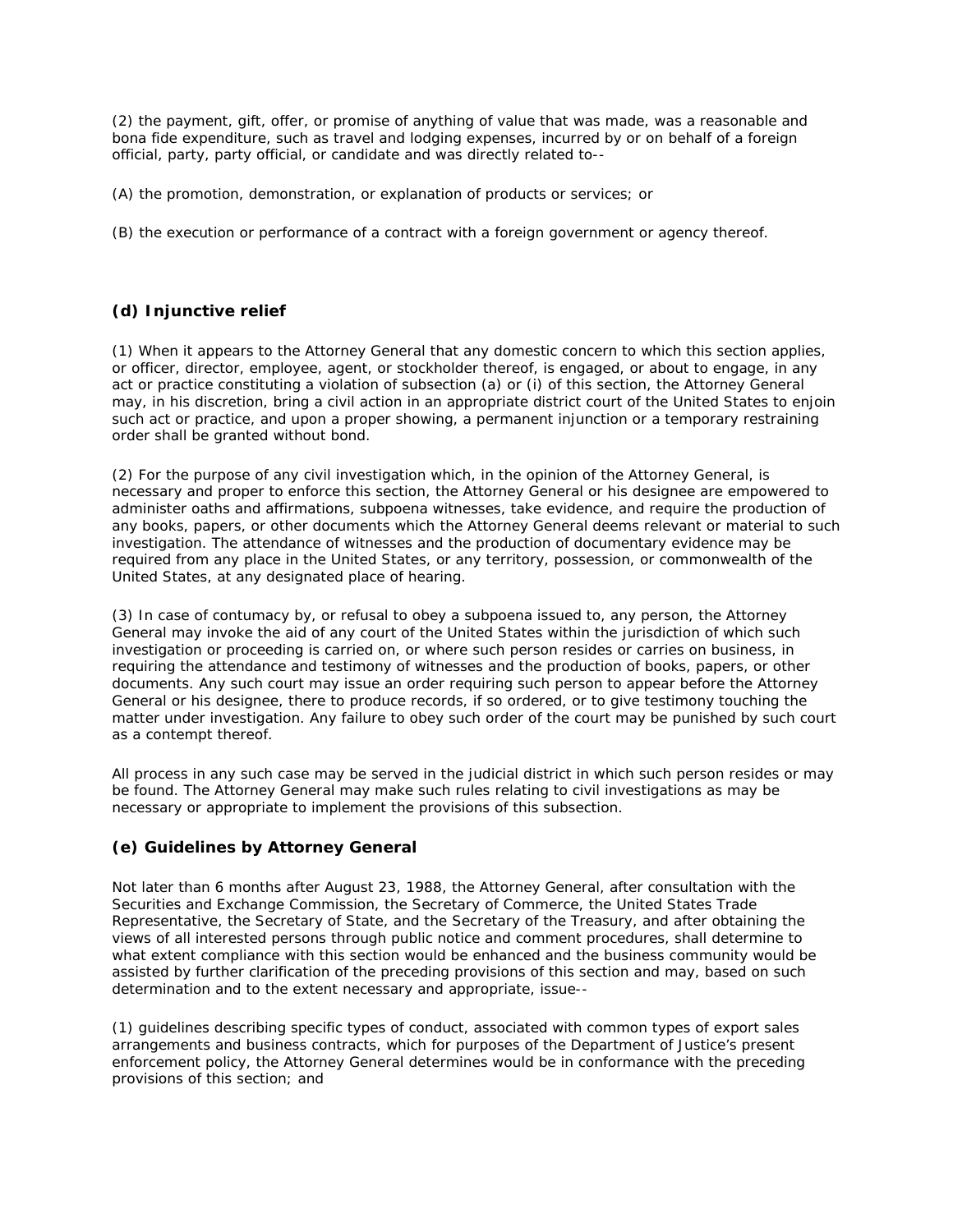(2) the payment, gift, offer, or promise of anything of value that was made, was a reasonable and bona fide expenditure, such as travel and lodging expenses, incurred by or on behalf of a foreign official, party, party official, or candidate and was directly related to--

(A) the promotion, demonstration, or explanation of products or services; or

(B) the execution or performance of a contract with a foreign government or agency thereof.

### (d) Injunctive relief

(1) When it appears to the Attorney General that any domestic concern to which this section applies, or officer, director, employee, agent, or stockholder thereof, is engaged, or about to engage, in any act or practice constituting a violation of subsection (a) or (i) of this section, the Attorney General may, in his discretion, bring a civil action in an appropriate district court of the United States to enjoin such act or practice, and upon a proper showing, a permanent injunction or a temporary restraining order shall be granted without bond.

(2) For the purpose of any civil investigation which, in the opinion of the Attorney General, is necessary and proper to enforce this section, the Attorney General or his designee are empowered to administer oaths and affirmations, subpoena witnesses, take evidence, and require the production of any books, papers, or other documents which the Attorney General deems relevant or material to such investigation. The attendance of witnesses and the production of documentary evidence may be required from any place in the United States, or any territory, possession, or commonwealth of the United States, at any designated place of hearing.

(3) In case of contumacy by, or refusal to obey a subpoena issued to, any person, the Attorney General may invoke the aid of any court of the United States within the jurisdiction of which such investigation or proceeding is carried on, or where such person resides or carries on business, in requiring the attendance and testimony of witnesses and the production of books, papers, or other documents. Any such court may issue an order requiring such person to appear before the Attorney General or his designee, there to produce records, if so ordered, or to give testimony touching the matter under investigation. Any failure to obey such order of the court may be punished by such court as a contempt thereof.

All process in any such case may be served in the judicial district in which such person resides or may be found. The Attorney General may make such rules relating to civil investigations as may be necessary or appropriate to implement the provisions of this subsection.

### (e) Guidelines by Attorney General

Not later than 6 months after August 23, 1988, the Attorney General, after consultation with the Securities and Exchange Commission, the Secretary of Commerce, the United States Trade Representative, the Secretary of State, and the Secretary of the Treasury, and after obtaining the views of all interested persons through public notice and comment procedures, shall determine to what extent compliance with this section would be enhanced and the business community would be assisted by further clarification of the preceding provisions of this section and may, based on such determination and to the extent necessary and appropriate, issue--

(1) guidelines describing specific types of conduct, associated with common types of export sales arrangements and business contracts, which for purposes of the Department of Justice's present enforcement policy, the Attorney General determines would be in conformance with the preceding provisions of this section; and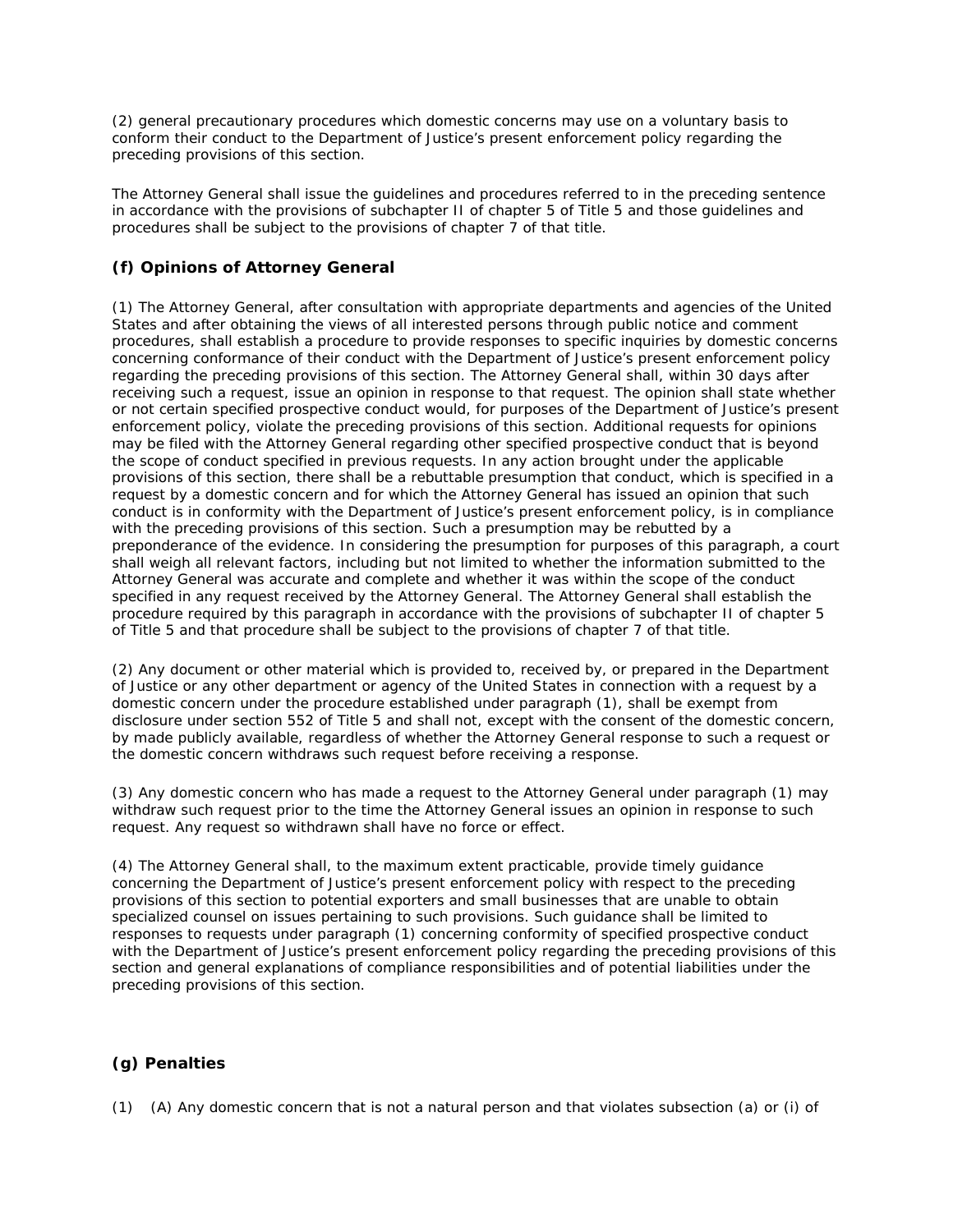(2) general precautionary procedures which domestic concerns may use on a voluntary basis to conform their conduct to the Department of Justice's present enforcement policy regarding the preceding provisions of this section.

The Attorney General shall issue the guidelines and procedures referred to in the preceding sentence in accordance with the provisions of subchapter II of chapter 5 of Title 5 and those guidelines and procedures shall be subject to the provisions of chapter 7 of that title.

### (f) Opinions of Attorney General

(1) The Attorney General, after consultation with appropriate departments and agencies of the United States and after obtaining the views of all interested persons through public notice and comment procedures, shall establish a procedure to provide responses to specific inquiries by domestic concerns concerning conformance of their conduct with the Department of Justice's present enforcement policy regarding the preceding provisions of this section. The Attorney General shall, within 30 days after receiving such a request, issue an opinion in response to that request. The opinion shall state whether or not certain specified prospective conduct would, for purposes of the Department of Justice's present enforcement policy, violate the preceding provisions of this section. Additional requests for opinions may be filed with the Attorney General regarding other specified prospective conduct that is beyond the scope of conduct specified in previous requests. In any action brought under the applicable provisions of this section, there shall be a rebuttable presumption that conduct, which is specified in a request by a domestic concern and for which the Attorney General has issued an opinion that such conduct is in conformity with the Department of Justice's present enforcement policy, is in compliance with the preceding provisions of this section. Such a presumption may be rebutted by a preponderance of the evidence. In considering the presumption for purposes of this paragraph, a court shall weigh all relevant factors, including but not limited to whether the information submitted to the Attorney General was accurate and complete and whether it was within the scope of the conduct specified in any request received by the Attorney General. The Attorney General shall establish the procedure required by this paragraph in accordance with the provisions of subchapter II of chapter 5 of Title 5 and that procedure shall be subject to the provisions of chapter 7 of that title.

(2) Any document or other material which is provided to, received by, or prepared in the Department of Justice or any other department or agency of the United States in connection with a request by a domestic concern under the procedure established under paragraph (1), shall be exempt from disclosure under section 552 of Title 5 and shall not, except with the consent of the domestic concern, by made publicly available, regardless of whether the Attorney General response to such a request or the domestic concern withdraws such request before receiving a response.

(3) Any domestic concern who has made a request to the Attorney General under paragraph (1) may withdraw such request prior to the time the Attorney General issues an opinion in response to such request. Any request so withdrawn shall have no force or effect.

(4) The Attorney General shall, to the maximum extent practicable, provide timely guidance concerning the Department of Justice's present enforcement policy with respect to the preceding provisions of this section to potential exporters and small businesses that are unable to obtain specialized counsel on issues pertaining to such provisions. Such guidance shall be limited to responses to requests under paragraph (1) concerning conformity of specified prospective conduct with the Department of Justice's present enforcement policy regarding the preceding provisions of this section and general explanations of compliance responsibilities and of potential liabilities under the preceding provisions of this section.

### (g) Penalties

(1) (A) Any domestic concern that is not a natural person and that violates subsection (a) or (i) of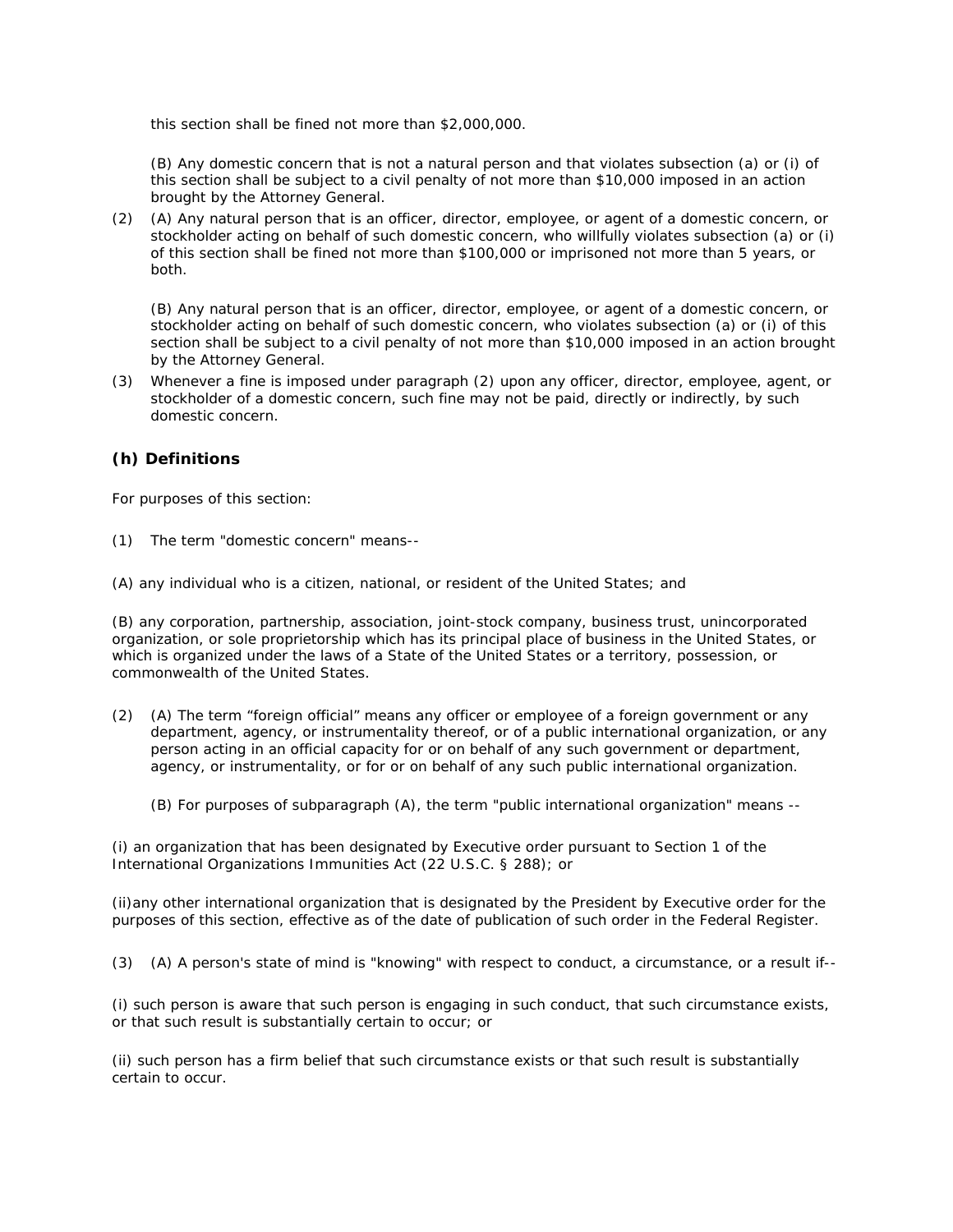this section shall be fined not more than $2,000,000.

(B) Any domestic concern that is not a natural person and that violates subsection (a) or (i) of this section shall be subject to a civil penalty of not more than $10,000 imposed in an action brought by the Attorney General.

(2) (A) Any natural person that is an officer, director, employee, or agent of a domestic concern, or stockholder acting on behalf of such domestic concern, who willfully violates subsection (a) or (i) of this section shall be fined not more than $100,000 or imprisoned not more than 5 years, or both.

(B) Any natural person that is an officer, director, employee, or agent of a domestic concern, or stockholder acting on behalf of such domestic concern, who violates subsection (a) or (i) of this section shall be subject to a civil penalty of not more than $10,000 imposed in an action brought by the Attorney General.

(3) Whenever a fine is imposed under paragraph (2) upon any officer, director, employee, agent, or stockholder of a domestic concern, such fine may not be paid, directly or indirectly, by such domestic concern.

### (h) Definitions

For purposes of this section:

(1) The term "domestic concern" means--

(A) any individual who is a citizen, national, or resident of the United States; and

(B) any corporation, partnership, association, joint-stock company, business trust, unincorporated organization, or sole proprietorship which has its principal place of business in the United States, or which is organized under the laws of a State of the United States or a territory, possession, or commonwealth of the United States.

(2) (A) The term “foreign official” means any officer or employee of a foreign government or any department, agency, or instrumentality thereof, or of a public international organization, or any person acting in an official capacity for or on behalf of any such government or department, agency, or instrumentality, or for or on behalf of any such public international organization.

(B) For purposes of subparagraph (A), the term "public international organization" means --

(i) an organization that has been designated by Executive order pursuant to Section 1 of the International Organizations Immunities Act (22 U.S.C. § 288); or

(ii)any other international organization that is designated by the President by Executive order for the purposes of this section, effective as of the date of publication of such order in the Federal Register.

(3) (A) A person's state of mind is "knowing" with respect to conduct, a circumstance, or a result if--

(i) such person is aware that such person is engaging in such conduct, that such circumstance exists, or that such result is substantially certain to occur; or

(ii) such person has a firm belief that such circumstance exists or that such result is substantially certain to occur.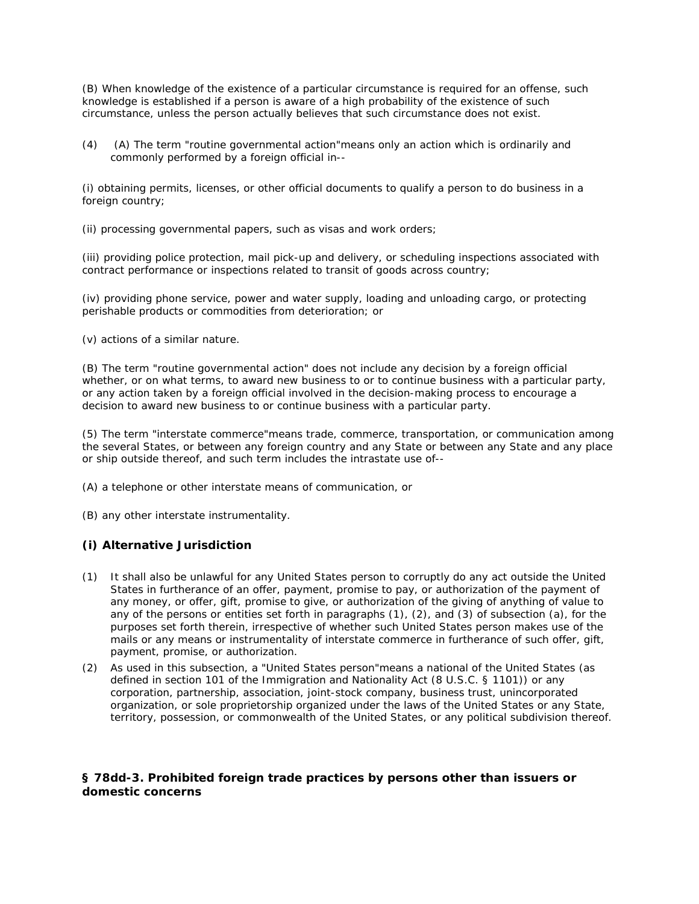(B) When knowledge of the existence of a particular circumstance is required for an offense, such knowledge is established if a person is aware of a high probability of the existence of such circumstance, unless the person actually believes that such circumstance does not exist.

(4) (A) The term "routine governmental action"means only an action which is ordinarily and commonly performed by a foreign official in--

(i) obtaining permits, licenses, or other official documents to qualify a person to do business in a foreign country;

(ii) processing governmental papers, such as visas and work orders;

(iii) providing police protection, mail pick-up and delivery, or scheduling inspections associated with contract performance or inspections related to transit of goods across country;

(iv) providing phone service, power and water supply, loading and unloading cargo, or protecting perishable products or commodities from deterioration; or

(v) actions of a similar nature.

(B) The term "routine governmental action" does not include any decision by a foreign official whether, or on what terms, to award new business to or to continue business with a particular party, or any action taken by a foreign official involved in the decision-making process to encourage a decision to award new business to or continue business with a particular party.

(5) The term "interstate commerce"means trade, commerce, transportation, or communication among the several States, or between any foreign country and any State or between any State and any place or ship outside thereof, and such term includes the intrastate use of--

(A) a telephone or other interstate means of communication, or

(B) any other interstate instrumentality.

### (i) Alternative Jurisdiction

(1) It shall also be unlawful for any United States person to corruptly do any act outside the United States in furtherance of an offer, payment, promise to pay, or authorization of the payment of any money, or offer, gift, promise to give, or authorization of the giving of anything of value to any of the persons or entities set forth in paragraphs (1), (2), and (3) of subsection (a), for the purposes set forth therein, irrespective of whether such United States person makes use of the mails or any means or instrumentality of interstate commerce in furtherance of such offer, gift, payment, promise, or authorization.

(2) As used in this subsection, a "United States person"means a national of the United States (as defined in section 101 of the Immigration and Nationality Act (8 U.S.C. § 1101)) or any corporation, partnership, association, joint-stock company, business trust, unincorporated organization, or sole proprietorship organized under the laws of the United States or any State, territory, possession, or commonwealth of the United States, or any political subdivision thereof.

## § 78dd-3. Prohibited foreign trade practices by persons other than issuers or domestic concerns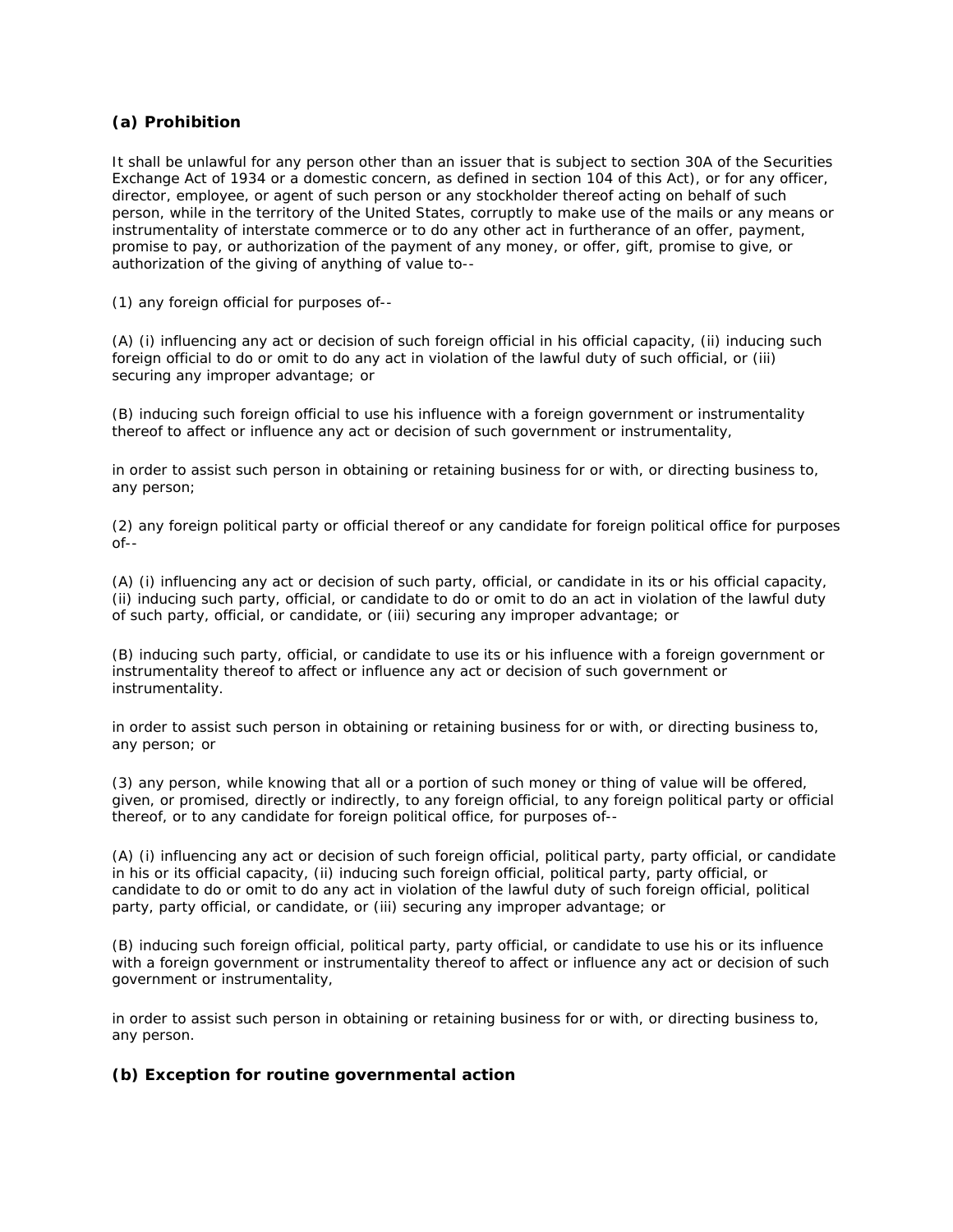### (a) Prohibition

It shall be unlawful for any person other than an issuer that is subject to section 30A of the Securities Exchange Act of 1934 or a domestic concern, as defined in section 104 of this Act), or for any officer, director, employee, or agent of such person or any stockholder thereof acting on behalf of such person, while in the territory of the United States, corruptly to make use of the mails or any means or instrumentality of interstate commerce or to do any other act in furtherance of an offer, payment, promise to pay, or authorization of the payment of any money, or offer, gift, promise to give, or authorization of the giving of anything of value to--

(1) any foreign official for purposes of--

(A) (i) influencing any act or decision of such foreign official in his official capacity, (ii) inducing such foreign official to do or omit to do any act in violation of the lawful duty of such official, or (iii) securing any improper advantage; or

(B) inducing such foreign official to use his influence with a foreign government or instrumentality thereof to affect or influence any act or decision of such government or instrumentality,

in order to assist such person in obtaining or retaining business for or with, or directing business to, any person;

(2) any foreign political party or official thereof or any candidate for foreign political office for purposes of--

(A) (i) influencing any act or decision of such party, official, or candidate in its or his official capacity, (ii) inducing such party, official, or candidate to do or omit to do an act in violation of the lawful duty of such party, official, or candidate, or (iii) securing any improper advantage; or

(B) inducing such party, official, or candidate to use its or his influence with a foreign government or instrumentality thereof to affect or influence any act or decision of such government or instrumentality.

in order to assist such person in obtaining or retaining business for or with, or directing business to, any person; or

(3) any person, while knowing that all or a portion of such money or thing of value will be offered, given, or promised, directly or indirectly, to any foreign official, to any foreign political party or official thereof, or to any candidate for foreign political office, for purposes of--

(A) (i) influencing any act or decision of such foreign official, political party, party official, or candidate in his or its official capacity, (ii) inducing such foreign official, political party, party official, or candidate to do or omit to do any act in violation of the lawful duty of such foreign official, political party, party official, or candidate, or (iii) securing any improper advantage; or

(B) inducing such foreign official, political party, party official, or candidate to use his or its influence with a foreign government or instrumentality thereof to affect or influence any act or decision of such government or instrumentality,

in order to assist such person in obtaining or retaining business for or with, or directing business to, any person.

### (b) Exception for routine governmental action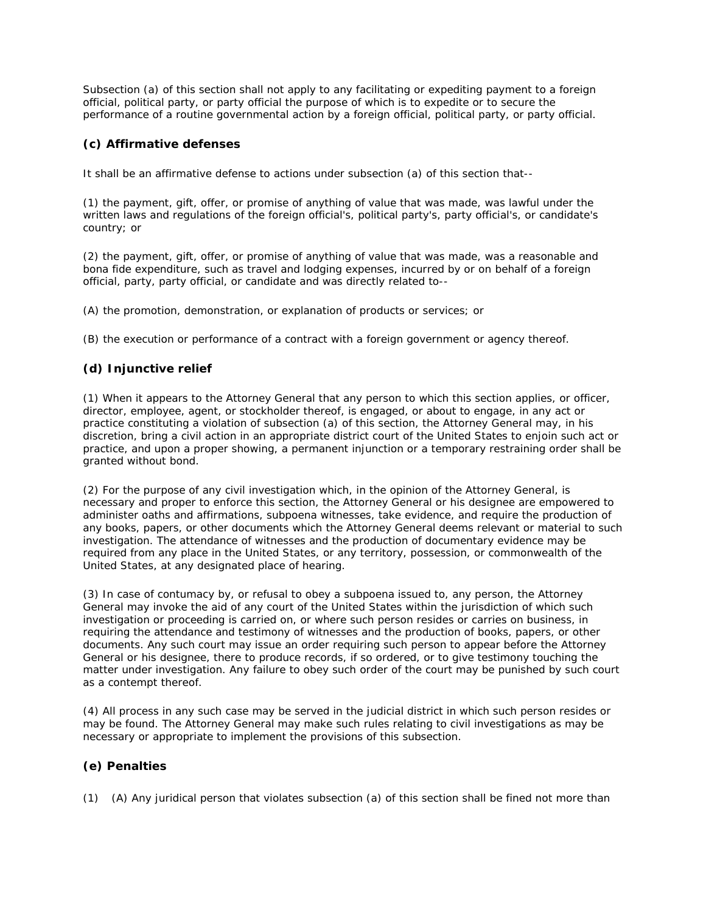Subsection (a) of this section shall not apply to any facilitating or expediting payment to a foreign official, political party, or party official the purpose of which is to expedite or to secure the performance of a routine governmental action by a foreign official, political party, or party official.

### (c) Affirmative defenses

It shall be an affirmative defense to actions under subsection (a) of this section that--

(1) the payment, gift, offer, or promise of anything of value that was made, was lawful under the written laws and regulations of the foreign official's, political party's, party official's, or candidate's country; or

(2) the payment, gift, offer, or promise of anything of value that was made, was a reasonable and bona fide expenditure, such as travel and lodging expenses, incurred by or on behalf of a foreign official, party, party official, or candidate and was directly related to--

(A) the promotion, demonstration, or explanation of products or services; or

(B) the execution or performance of a contract with a foreign government or agency thereof.

### (d) Injunctive relief

(1) When it appears to the Attorney General that any person to which this section applies, or officer, director, employee, agent, or stockholder thereof, is engaged, or about to engage, in any act or practice constituting a violation of subsection (a) of this section, the Attorney General may, in his discretion, bring a civil action in an appropriate district court of the United States to enjoin such act or practice, and upon a proper showing, a permanent injunction or a temporary restraining order shall be granted without bond.

(2) For the purpose of any civil investigation which, in the opinion of the Attorney General, is necessary and proper to enforce this section, the Attorney General or his designee are empowered to administer oaths and affirmations, subpoena witnesses, take evidence, and require the production of any books, papers, or other documents which the Attorney General deems relevant or material to such investigation. The attendance of witnesses and the production of documentary evidence may be required from any place in the United States, or any territory, possession, or commonwealth of the United States, at any designated place of hearing.

(3) In case of contumacy by, or refusal to obey a subpoena issued to, any person, the Attorney General may invoke the aid of any court of the United States within the jurisdiction of which such investigation or proceeding is carried on, or where such person resides or carries on business, in requiring the attendance and testimony of witnesses and the production of books, papers, or other documents. Any such court may issue an order requiring such person to appear before the Attorney General or his designee, there to produce records, if so ordered, or to give testimony touching the matter under investigation. Any failure to obey such order of the court may be punished by such court as a contempt thereof.

(4) All process in any such case may be served in the judicial district in which such person resides or may be found. The Attorney General may make such rules relating to civil investigations as may be necessary or appropriate to implement the provisions of this subsection.

### (e) Penalties

(1) (A) Any juridical person that violates subsection (a) of this section shall be fined not more than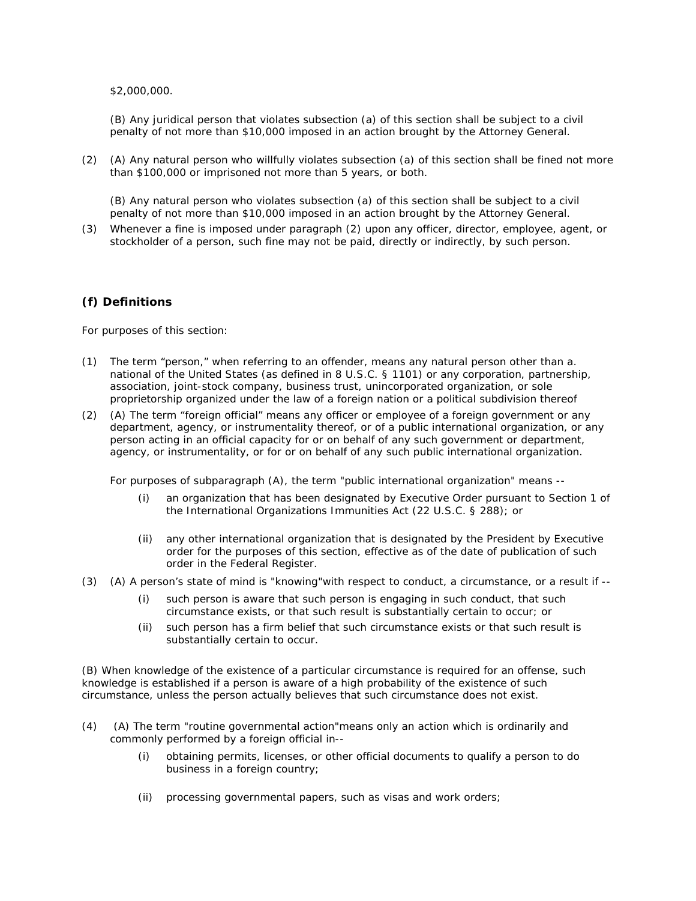$2,000,000.

(B) Any juridical person that violates subsection (a) of this section shall be subject to a civil penalty of not more than $10,000 imposed in an action brought by the Attorney General.

(2) (A) Any natural person who willfully violates subsection (a) of this section shall be fined not more than $100,000 or imprisoned not more than 5 years, or both.

(B) Any natural person who violates subsection (a) of this section shall be subject to a civil penalty of not more than $10,000 imposed in an action brought by the Attorney General.

(3) Whenever a fine is imposed under paragraph (2) upon any officer, director, employee, agent, or stockholder of a person, such fine may not be paid, directly or indirectly, by such person.

### (f) Definitions

For purposes of this section:

(1) The term “person,” when referring to an offender, means any natural person other than a. national of the United States (as defined in 8 U.S.C. § 1101) or any corporation, partnership, association, joint-stock company, business trust, unincorporated organization, or sole proprietorship organized under the law of a foreign nation or a political subdivision thereof

(2) (A) The term “foreign official” means any officer or employee of a foreign government or any department, agency, or instrumentality thereof, or of a public international organization, or any person acting in an official capacity for or on behalf of any such government or department, agency, or instrumentality, or for or on behalf of any such public international organization.

For purposes of subparagraph (A), the term "public international organization" means --

(i) an organization that has been designated by Executive Order pursuant to Section 1 of the International Organizations Immunities Act (22 U.S.C. § 288); or

(ii) any other international organization that is designated by the President by Executive order for the purposes of this section, effective as of the date of publication of such order in the Federal Register.

(3) (A) A person’s state of mind is "knowing"with respect to conduct, a circumstance, or a result if --

(i) such person is aware that such person is engaging in such conduct, that such circumstance exists, or that such result is substantially certain to occur; or

(ii) such person has a firm belief that such circumstance exists or that such result is substantially certain to occur.

(B) When knowledge of the existence of a particular circumstance is required for an offense, such knowledge is established if a person is aware of a high probability of the existence of such circumstance, unless the person actually believes that such circumstance does not exist.

(4) (A) The term "routine governmental action"means only an action which is ordinarily and commonly performed by a foreign official in--

(i) obtaining permits, licenses, or other official documents to qualify a person to do business in a foreign country;

(ii) processing governmental papers, such as visas and work orders;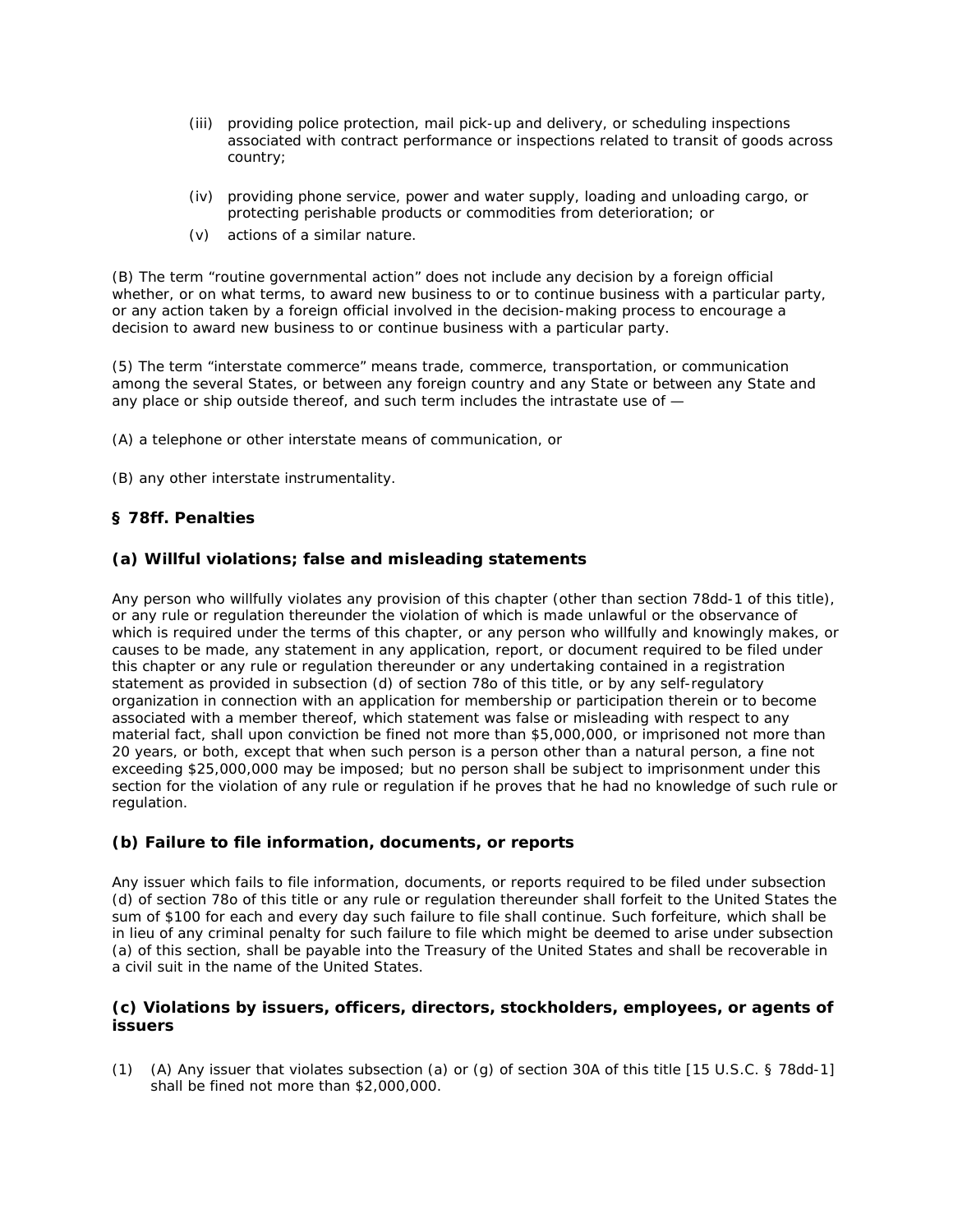(iii) providing police protection, mail pick-up and delivery, or scheduling inspections associated with contract performance or inspections related to transit of goods across country;

(iv) providing phone service, power and water supply, loading and unloading cargo, or protecting perishable products or commodities from deterioration; or

(v) actions of a similar nature.

(B) The term “routine governmental action” does not include any decision by a foreign official whether, or on what terms, to award new business to or to continue business with a particular party, or any action taken by a foreign official involved in the decision-making process to encourage a decision to award new business to or continue business with a particular party.

(5) The term “interstate commerce” means trade, commerce, transportation, or communication among the several States, or between any foreign country and any State or between any State and any place or ship outside thereof, and such term includes the intrastate use of —

(A) a telephone or other interstate means of communication, or

(B) any other interstate instrumentality.

## § 78ff. Penalties

### (a) Willful violations; false and misleading statements

Any person who willfully violates any provision of this chapter (other than section 78dd-1 of this title), or any rule or regulation thereunder the violation of which is made unlawful or the observance of which is required under the terms of this chapter, or any person who willfully and knowingly makes, or causes to be made, any statement in any application, report, or document required to be filed under this chapter or any rule or regulation thereunder or any undertaking contained in a registration statement as provided in subsection (d) of section 78o of this title, or by any self-regulatory organization in connection with an application for membership or participation therein or to become associated with a member thereof, which statement was false or misleading with respect to any material fact, shall upon conviction be fined not more than $5,000,000, or imprisoned not more than 20 years, or both, except that when such person is a person other than a natural person, a fine not exceeding $25,000,000 may be imposed; but no person shall be subject to imprisonment under this section for the violation of any rule or regulation if he proves that he had no knowledge of such rule or regulation.

### (b) Failure to file information, documents, or reports

Any issuer which fails to file information, documents, or reports required to be filed under subsection (d) of section 78o of this title or any rule or regulation thereunder shall forfeit to the United States the sum of $100 for each and every day such failure to file shall continue. Such forfeiture, which shall be in lieu of any criminal penalty for such failure to file which might be deemed to arise under subsection (a) of this section, shall be payable into the Treasury of the United States and shall be recoverable in a civil suit in the name of the United States.

### (c) Violations by issuers, officers, directors, stockholders, employees, or agents of issuers

(1) (A) Any issuer that violates subsection (a) or (g) of section 30A of this title [15 U.S.C. § 78dd-1] shall be fined not more than $2,000,000.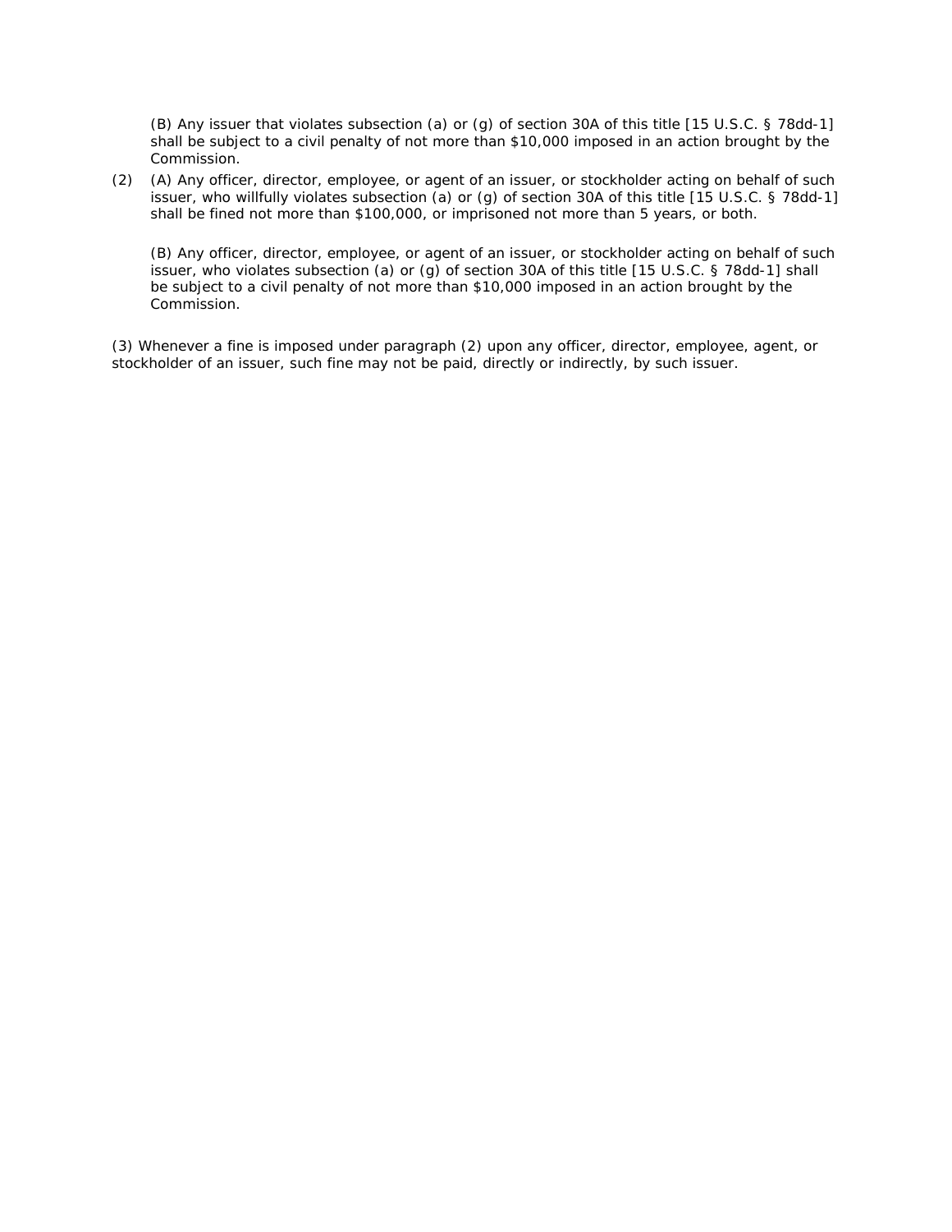(B) Any issuer that violates subsection (a) or (g) of section 30A of this title [15 U.S.C. § 78dd-1] shall be subject to a civil penalty of not more than $10,000 imposed in an action brought by the Commission.

(2) (A) Any officer, director, employee, or agent of an issuer, or stockholder acting on behalf of such issuer, who willfully violates subsection (a) or (g) of section 30A of this title [15 U.S.C. § 78dd-1] shall be fined not more than $100,000, or imprisoned not more than 5 years, or both.

(B) Any officer, director, employee, or agent of an issuer, or stockholder acting on behalf of such issuer, who violates subsection (a) or (g) of section 30A of this title [15 U.S.C. § 78dd-1] shall be subject to a civil penalty of not more than $10,000 imposed in an action brought by the Commission.

(3) Whenever a fine is imposed under paragraph (2) upon any officer, director, employee, agent, or stockholder of an issuer, such fine may not be paid, directly or indirectly, by such issuer.